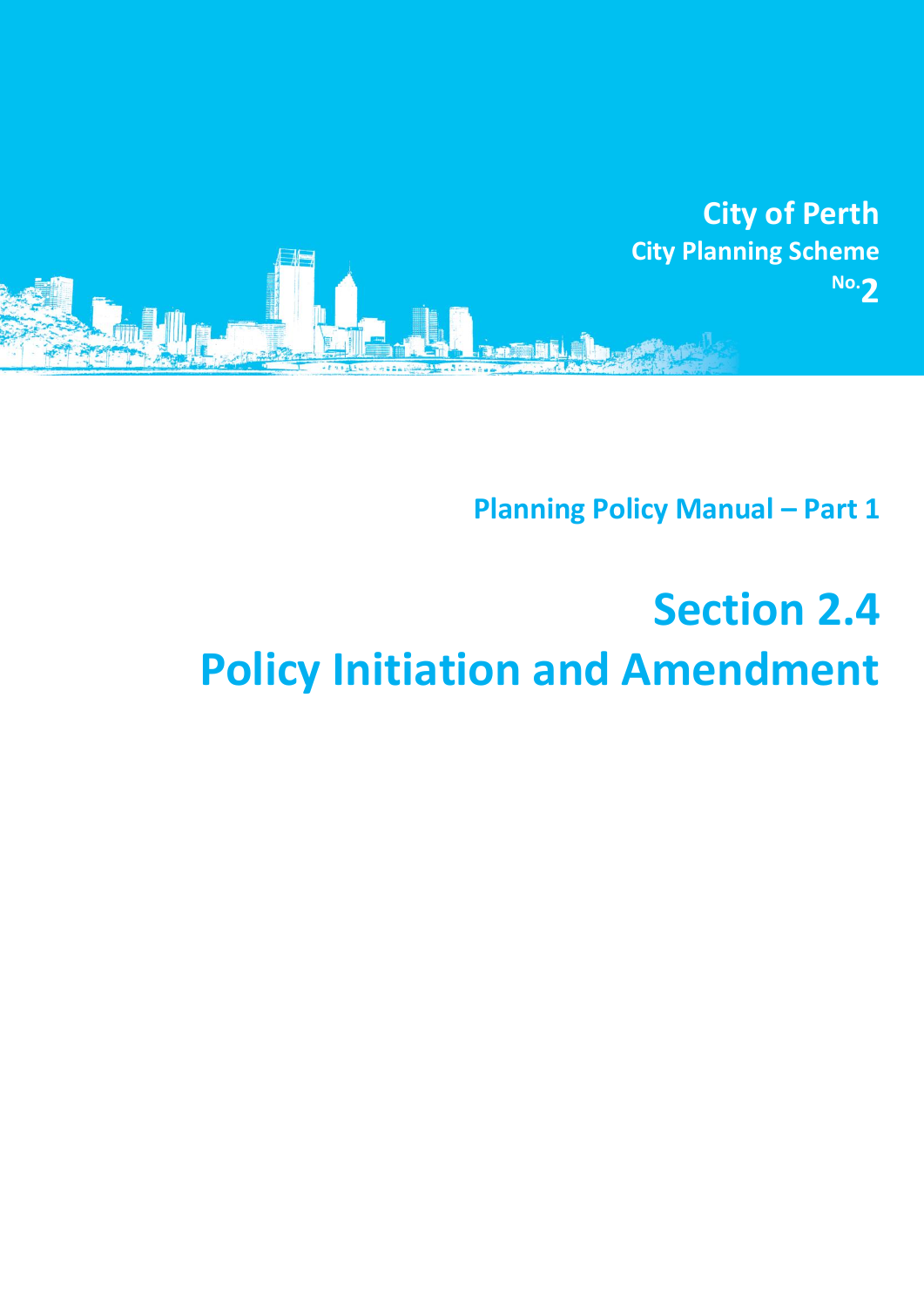City of Perth
City Planning Scheme No. 2

Planning Policy Manual – Part 1

# Section 2.4
# Policy Initiation and Amendment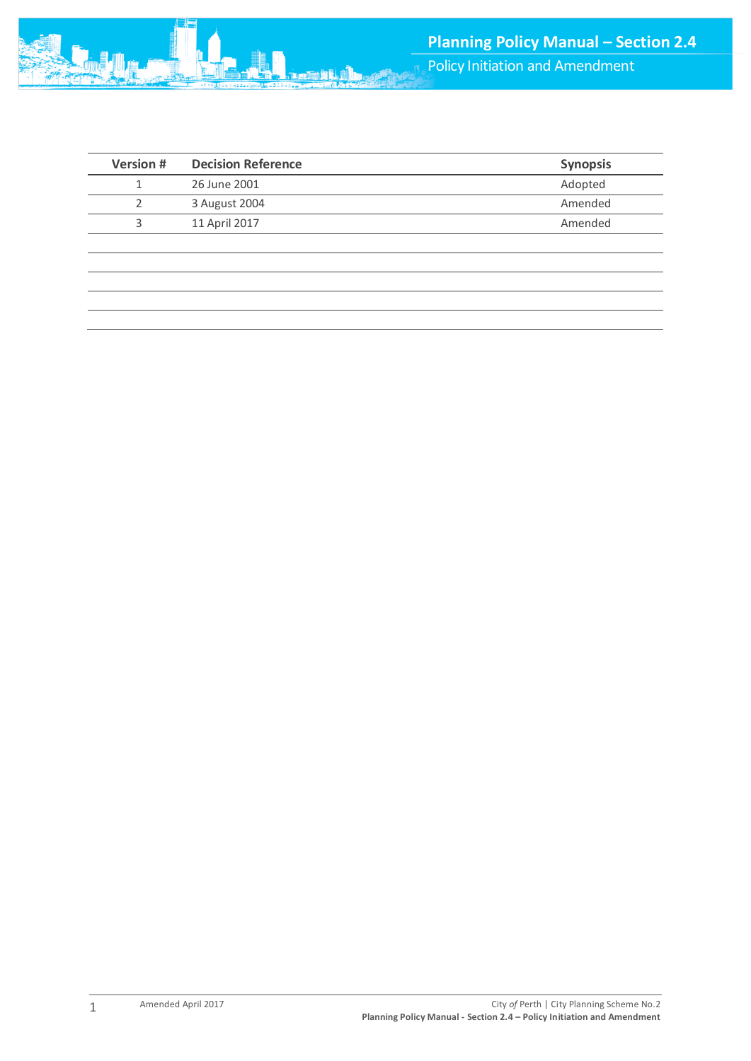| Version # | Decision Reference | Synopsis |
|---|---|---|
| 1 | 26 June 2001 | Adopted |
| 2 | 3 August 2004 | Amended |
| 3 | 11 April 2017 | Amended |
| | | |
| | | |
| | | |
| | | |
| | | |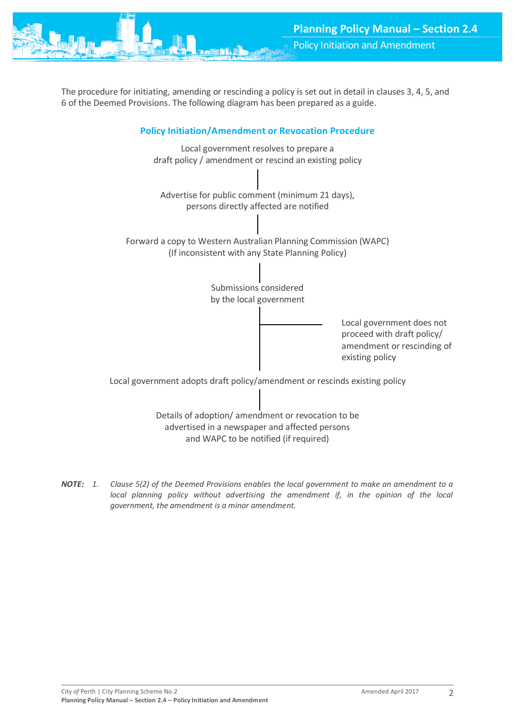The procedure for initiating, amending or rescinding a policy is set out in detail in clauses 3, 4, 5, and 6 of the Deemed Provisions. The following diagram has been prepared as a guide.

## Policy Initiation/Amendment or Revocation Procedure

Local government resolves to prepare a draft policy / amendment or rescind an existing policy

Advertise for public comment (minimum 21 days), persons directly affected are notified

Forward a copy to Western Australian Planning Commission (WAPC) (If inconsistent with any State Planning Policy)

Submissions considered by the local government

Local government does not proceed with draft policy/ amendment or rescinding of existing policy

Local government adopts draft policy/amendment or rescinds existing policy

Details of adoption/ amendment or revocation to be advertised in a newspaper and affected persons and WAPC to be notified (if required)

***NOTE:*** *1. Clause 5(2) of the Deemed Provisions enables the local government to make an amendment to a local planning policy without advertising the amendment if, in the opinion of the local government, the amendment is a minor amendment.*